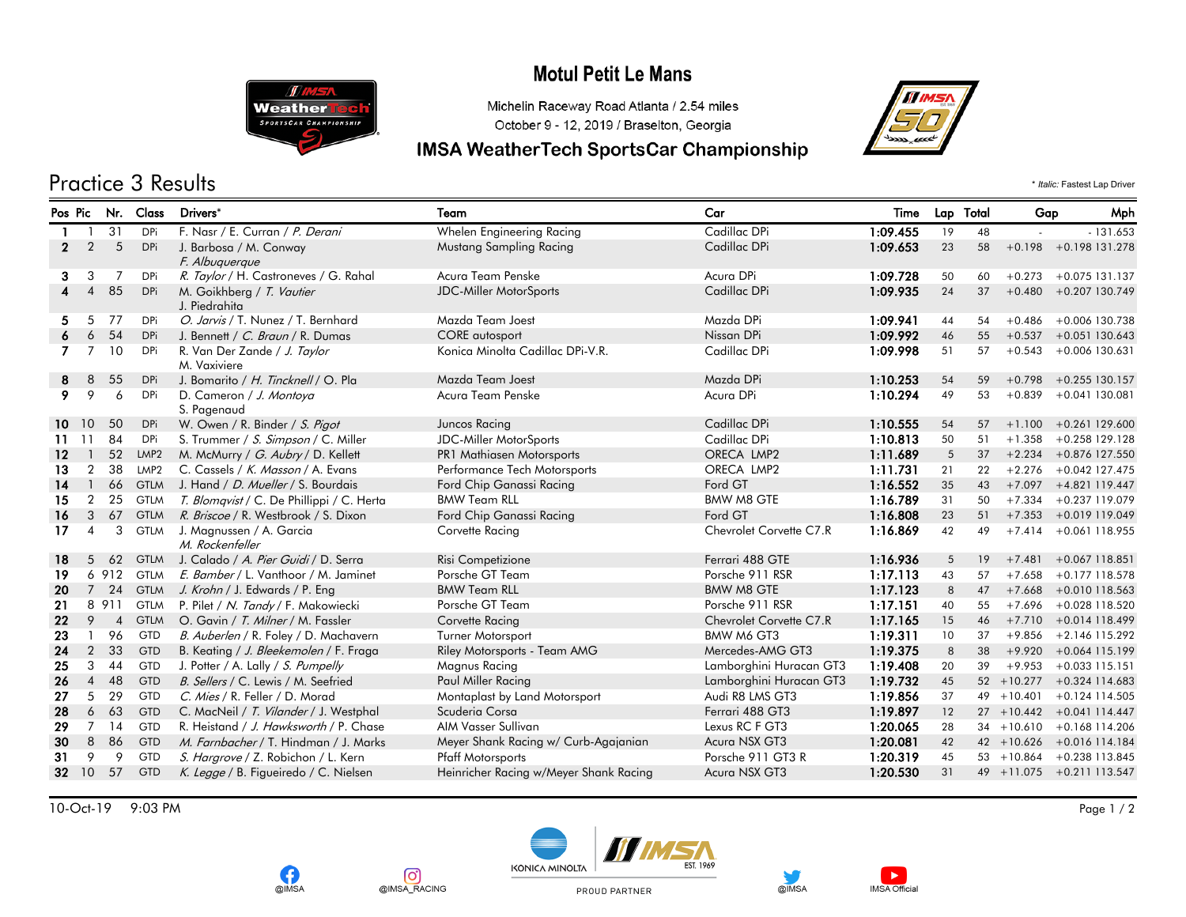# Motul Petit Le Mans

Michelin Raceway Road Atlanta / 2.54 miles
October 9 - 12, 2019 / Braselton, Georgia

## IMSA WeatherTech SportsCar Championship

## Practice 3 Results

\* *Italic:* Fastest Lap Driver

| Pos | Pic | Nr. | Class | Drivers* | Team | Car | Time | Lap | Total | Gap | | Mph |
|---|---|---|---|---|---|---|---|---|---|---|---|---|
| 1 | 1 | 31 | DPi | F. Nasr / E. Curran / *P. Derani* | Whelen Engineering Racing | Cadillac DPi | 1:09.455 | 19 | 48 | - | - | 131.653 |
| 2 | 2 | 5 | DPi | J. Barbosa / M. Conway *F. Albuquerque* | Mustang Sampling Racing | Cadillac DPi | 1:09.653 | 23 | 58 | +0.198 | +0.198 | 131.278 |
| 3 | 3 | 7 | DPi | *R. Taylor* / H. Castroneves / G. Rahal | Acura Team Penske | Acura DPi | 1:09.728 | 50 | 60 | +0.273 | +0.075 | 131.137 |
| 4 | 4 | 85 | DPi | M. Goikhberg / *T. Vautier* J. Piedrahita | JDC-Miller MotorSports | Cadillac DPi | 1:09.935 | 24 | 37 | +0.480 | +0.207 | 130.749 |
| 5 | 5 | 77 | DPi | *O. Jarvis* / T. Nunez / T. Bernhard | Mazda Team Joest | Mazda DPi | 1:09.941 | 44 | 54 | +0.486 | +0.006 | 130.738 |
| 6 | 6 | 54 | DPi | J. Bennett / *C. Braun* / R. Dumas | CORE autosport | Nissan DPi | 1:09.992 | 46 | 55 | +0.537 | +0.051 | 130.643 |
| 7 | 7 | 10 | DPi | R. Van Der Zande / *J. Taylor* M. Vaxiviere | Konica Minolta Cadillac DPi-V.R. | Cadillac DPi | 1:09.998 | 51 | 57 | +0.543 | +0.006 | 130.631 |
| 8 | 8 | 55 | DPi | J. Bomarito / *H. Tincknell* / O. Pla | Mazda Team Joest | Mazda DPi | 1:10.253 | 54 | 59 | +0.798 | +0.255 | 130.157 |
| 9 | 9 | 6 | DPi | D. Cameron / *J. Montoya* S. Pagenaud | Acura Team Penske | Acura DPi | 1:10.294 | 49 | 53 | +0.839 | +0.041 | 130.081 |
| 10 | 10 | 50 | DPi | W. Owen / R. Binder / *S. Pigot* | Juncos Racing | Cadillac DPi | 1:10.555 | 54 | 57 | +1.100 | +0.261 | 129.600 |
| 11 | 11 | 84 | DPi | S. Trummer / *S. Simpson* / C. Miller | JDC-Miller MotorSports | Cadillac DPi | 1:10.813 | 50 | 51 | +1.358 | +0.258 | 129.128 |
| 12 | 1 | 52 | LMP2 | M. McMurry / *G. Aubry* / D. Kellett | PR1 Mathiasen Motorsports | ORECA LMP2 | 1:11.689 | 5 | 37 | +2.234 | +0.876 | 127.550 |
| 13 | 2 | 38 | LMP2 | C. Cassels / *K. Masson* / A. Evans | Performance Tech Motorsports | ORECA LMP2 | 1:11.731 | 21 | 22 | +2.276 | +0.042 | 127.475 |
| 14 | 1 | 66 | GTLM | J. Hand / *D. Mueller* / S. Bourdais | Ford Chip Ganassi Racing | Ford GT | 1:16.552 | 35 | 43 | +7.097 | +4.821 | 119.447 |
| 15 | 2 | 25 | GTLM | *T. Blomqvist* / C. De Phillippi / C. Herta | BMW Team RLL | BMW M8 GTE | 1:16.789 | 31 | 50 | +7.334 | +0.237 | 119.079 |
| 16 | 3 | 67 | GTLM | *R. Briscoe* / R. Westbrook / S. Dixon | Ford Chip Ganassi Racing | Ford GT | 1:16.808 | 23 | 51 | +7.353 | +0.019 | 119.049 |
| 17 | 4 | 3 | GTLM | J. Magnussen / A. Garcia *M. Rockenfeller* | Corvette Racing | Chevrolet Corvette C7.R | 1:16.869 | 42 | 49 | +7.414 | +0.061 | 118.955 |
| 18 | 5 | 62 | GTLM | J. Calado / *A. Pier Guidi* / D. Serra | Risi Competizione | Ferrari 488 GTE | 1:16.936 | 5 | 19 | +7.481 | +0.067 | 118.851 |
| 19 | 6 | 912 | GTLM | *E. Bamber* / L. Vanthoor / M. Jaminet | Porsche GT Team | Porsche 911 RSR | 1:17.113 | 43 | 57 | +7.658 | +0.177 | 118.578 |
| 20 | 7 | 24 | GTLM | *J. Krohn* / J. Edwards / P. Eng | BMW Team RLL | BMW M8 GTE | 1:17.123 | 8 | 47 | +7.668 | +0.010 | 118.563 |
| 21 | 8 | 911 | GTLM | P. Pilet / *N. Tandy* / F. Makowiecki | Porsche GT Team | Porsche 911 RSR | 1:17.151 | 40 | 55 | +7.696 | +0.028 | 118.520 |
| 22 | 9 | 4 | GTLM | O. Gavin / *T. Milner* / M. Fassler | Corvette Racing | Chevrolet Corvette C7.R | 1:17.165 | 15 | 46 | +7.710 | +0.014 | 118.499 |
| 23 | 1 | 96 | GTD | *B. Auberlen* / R. Foley / D. Machavern | Turner Motorsport | BMW M6 GT3 | 1:19.311 | 10 | 37 | +9.856 | +2.146 | 115.292 |
| 24 | 2 | 33 | GTD | B. Keating / *J. Bleekemolen* / F. Fraga | Riley Motorsports - Team AMG | Mercedes-AMG GT3 | 1:19.375 | 8 | 38 | +9.920 | +0.064 | 115.199 |
| 25 | 3 | 44 | GTD | J. Potter / A. Lally / *S. Pumpelly* | Magnus Racing | Lamborghini Huracan GT3 | 1:19.408 | 20 | 39 | +9.953 | +0.033 | 115.151 |
| 26 | 4 | 48 | GTD | *B. Sellers* / C. Lewis / M. Seefried | Paul Miller Racing | Lamborghini Huracan GT3 | 1:19.732 | 45 | 52 | +10.277 | +0.324 | 114.683 |
| 27 | 5 | 29 | GTD | *C. Mies* / R. Feller / D. Morad | Montaplast by Land Motorsport | Audi R8 LMS GT3 | 1:19.856 | 37 | 49 | +10.401 | +0.124 | 114.505 |
| 28 | 6 | 63 | GTD | C. MacNeil / *T. Vilander* / J. Westphal | Scuderia Corsa | Ferrari 488 GT3 | 1:19.897 | 12 | 27 | +10.442 | +0.041 | 114.447 |
| 29 | 7 | 14 | GTD | R. Heistand / *J. Hawksworth* / P. Chase | AIM Vasser Sullivan | Lexus RC F GT3 | 1:20.065 | 28 | 34 | +10.610 | +0.168 | 114.206 |
| 30 | 8 | 86 | GTD | *M. Farnbacher* / T. Hindman / J. Marks | Meyer Shank Racing w/ Curb-Agajanian | Acura NSX GT3 | 1:20.081 | 42 | 42 | +10.626 | +0.016 | 114.184 |
| 31 | 9 | 9 | GTD | *S. Hargrove* / Z. Robichon / L. Kern | Pfaff Motorsports | Porsche 911 GT3 R | 1:20.319 | 45 | 53 | +10.864 | +0.238 | 113.845 |
| 32 | 10 | 57 | GTD | *K. Legge* / B. Figueiredo / C. Nielsen | Heinricher Racing w/Meyer Shank Racing | Acura NSX GT3 | 1:20.530 | 31 | 49 | +11.075 | +0.211 | 113.547 |

10-Oct-19 9:03 PM

@IMSA @IMSA_RACING KONICA MINOLTA PROUD PARTNER @IMSA IMSA Official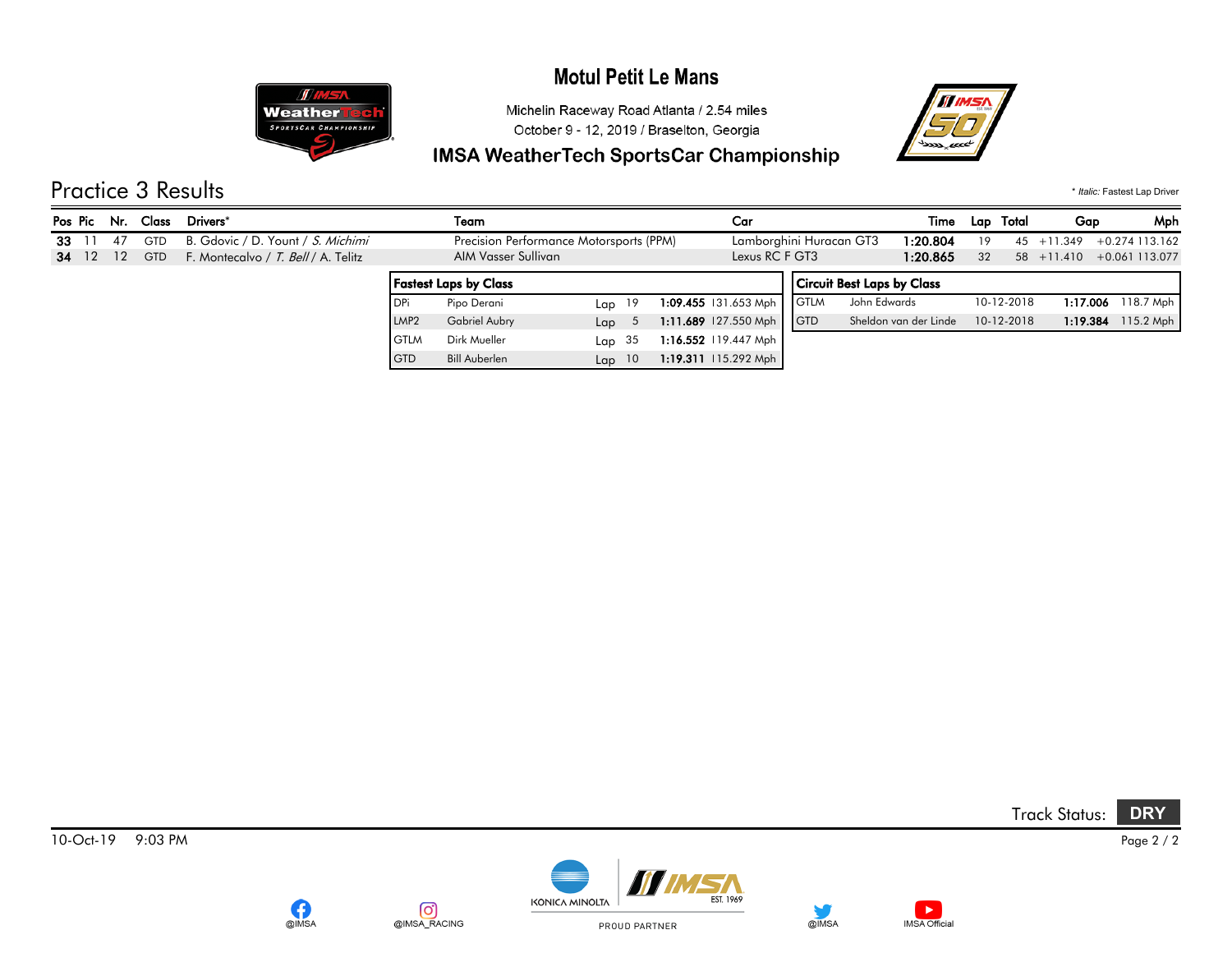# Motul Petit Le Mans

Michelin Raceway Road Atlanta / 2.54 miles

October 9 - 12, 2019 / Braselton, Georgia

## IMSA WeatherTech SportsCar Championship

## Practice 3 Results

\* *Italic:* Fastest Lap Driver

| Pos | Pic | Nr. | Class | Drivers* | Team | Car | Time | Lap | Total | Gap | | Mph |
|---|---|---|---|---|---|---|---|---|---|---|---|---|
| **33** | 11 | 47 | GTD | B. Gdovic / D. Yount / *S. Michimi* | Precision Performance Motorsports (PPM) | Lamborghini Huracan GT3 | **1:20.804** | 19 | 45 | +11.349 | +0.274 | 113.162 |
| **34** | 12 | 12 | GTD | F. Montecalvo / *T. Bell* / A. Telitz | AIM Vasser Sullivan | Lexus RC F GT3 | **1:20.865** | 32 | 58 | +11.410 | +0.061 | 113.077 |

**Fastest Laps by Class**

| | | | | | |
|---|---|---|---|---|---|
| DPi | Pipo Derani | Lap | 19 | **1:09.455** | 131.653 Mph |
| LMP2 | Gabriel Aubry | Lap | 5 | **1:11.689** | 127.550 Mph |
| GTLM | Dirk Mueller | Lap | 35 | **1:16.552** | 119.447 Mph |
| GTD | Bill Auberlen | Lap | 10 | **1:19.311** | 115.292 Mph |

**Circuit Best Laps by Class**

| | | | | |
|---|---|---|---|---|
| GTLM | John Edwards | 10-12-2018 | **1:17.006** | 118.7 Mph |
| GTD | Sheldon van der Linde | 10-12-2018 | **1:19.384** | 115.2 Mph |

Track Status: **DRY**

10-Oct-19 9:03 PM